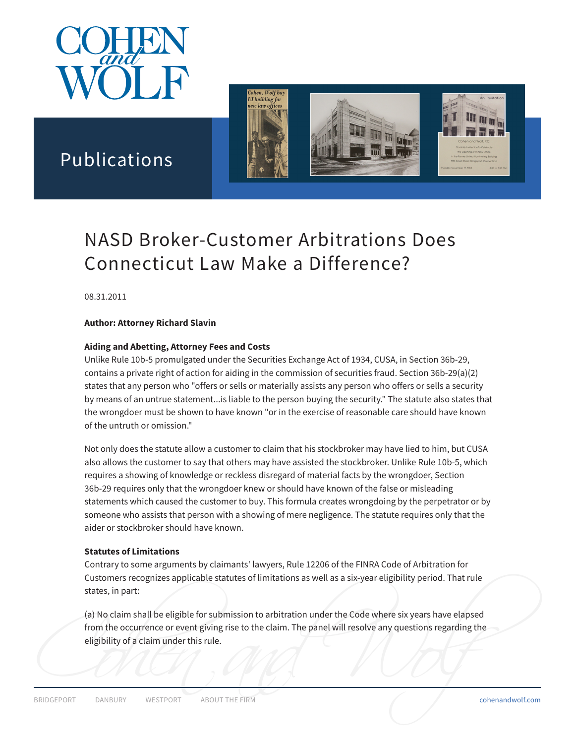# NASD Broker-Customer Arbitrations Does Connecticut Law Make a Difference?

08.31.2011

**Author: Attorney Richard Slavin**

**Aiding and Abetting, Attorney Fees and Costs**

Unlike Rule 10b-5 promulgated under the Securities Exchange Act of 1934, CUSA, in Section 36b-29, contains a private right of action for aiding in the commission of securities fraud. Section 36b-29(a)(2) states that any person who "offers or sells or materially assists any person who offers or sells a security by means of an untrue statement...is liable to the person buying the security." The statute also states that the wrongdoer must be shown to have known "or in the exercise of reasonable care should have known of the untruth or omission."

Not only does the statute allow a customer to claim that his stockbroker may have lied to him, but CUSA also allows the customer to say that others may have assisted the stockbroker. Unlike Rule 10b-5, which requires a showing of knowledge or reckless disregard of material facts by the wrongdoer, Section 36b-29 requires only that the wrongdoer knew or should have known of the false or misleading statements which caused the customer to buy. This formula creates wrongdoing by the perpetrator or by someone who assists that person with a showing of mere negligence. The statute requires only that the aider or stockbroker should have known.

**Statutes of Limitations**

Contrary to some arguments by claimants' lawyers, Rule 12206 of the FINRA Code of Arbitration for Customers recognizes applicable statutes of limitations as well as a six-year eligibility period. That rule states, in part:

(a) No claim shall be eligible for submission to arbitration under the Code where six years have elapsed from the occurrence or event giving rise to the claim. The panel will resolve any questions regarding the eligibility of a claim under this rule.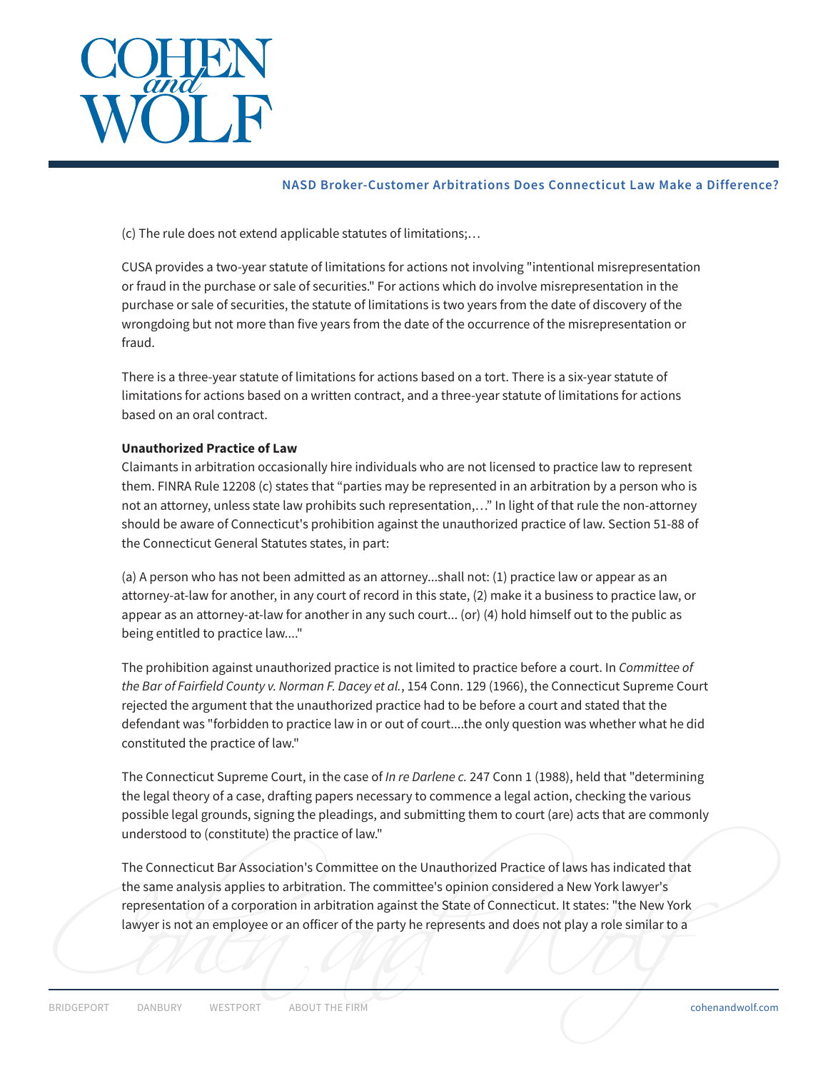(c) The rule does not extend applicable statutes of limitations;…

CUSA provides a two-year statute of limitations for actions not involving "intentional misrepresentation or fraud in the purchase or sale of securities." For actions which do involve misrepresentation in the purchase or sale of securities, the statute of limitations is two years from the date of discovery of the wrongdoing but not more than five years from the date of the occurrence of the misrepresentation or fraud.

There is a three-year statute of limitations for actions based on a tort. There is a six-year statute of limitations for actions based on a written contract, and a three-year statute of limitations for actions based on an oral contract.

**Unauthorized Practice of Law**

Claimants in arbitration occasionally hire individuals who are not licensed to practice law to represent them. FINRA Rule 12208 (c) states that "parties may be represented in an arbitration by a person who is not an attorney, unless state law prohibits such representation,…" In light of that rule the non-attorney should be aware of Connecticut's prohibition against the unauthorized practice of law. Section 51-88 of the Connecticut General Statutes states, in part:

(a) A person who has not been admitted as an attorney...shall not: (1) practice law or appear as an attorney-at-law for another, in any court of record in this state, (2) make it a business to practice law, or appear as an attorney-at-law for another in any such court... (or) (4) hold himself out to the public as being entitled to practice law...."

The prohibition against unauthorized practice is not limited to practice before a court. In *Committee of the Bar of Fairfield County v. Norman F. Dacey et al.*, 154 Conn. 129 (1966), the Connecticut Supreme Court rejected the argument that the unauthorized practice had to be before a court and stated that the defendant was "forbidden to practice law in or out of court....the only question was whether what he did constituted the practice of law."

The Connecticut Supreme Court, in the case of *In re Darlene c.* 247 Conn 1 (1988), held that "determining the legal theory of a case, drafting papers necessary to commence a legal action, checking the various possible legal grounds, signing the pleadings, and submitting them to court (are) acts that are commonly understood to (constitute) the practice of law."

The Connecticut Bar Association's Committee on the Unauthorized Practice of laws has indicated that the same analysis applies to arbitration. The committee's opinion considered a New York lawyer's representation of a corporation in arbitration against the State of Connecticut. It states: "the New York lawyer is not an employee or an officer of the party he represents and does not play a role similar to a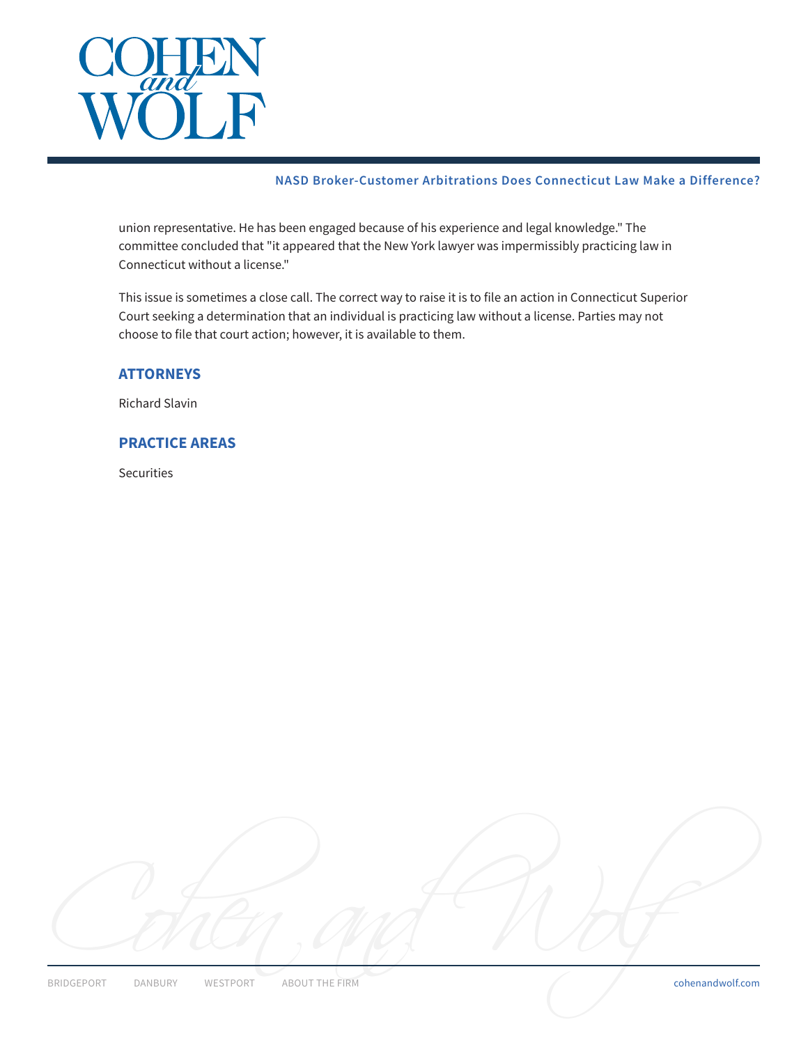union representative. He has been engaged because of his experience and legal knowledge." The committee concluded that "it appeared that the New York lawyer was impermissibly practicing law in Connecticut without a license."

This issue is sometimes a close call. The correct way to raise it is to file an action in Connecticut Superior Court seeking a determination that an individual is practicing law without a license. Parties may not choose to file that court action; however, it is available to them.

## ATTORNEYS

Richard Slavin

## PRACTICE AREAS

Securities